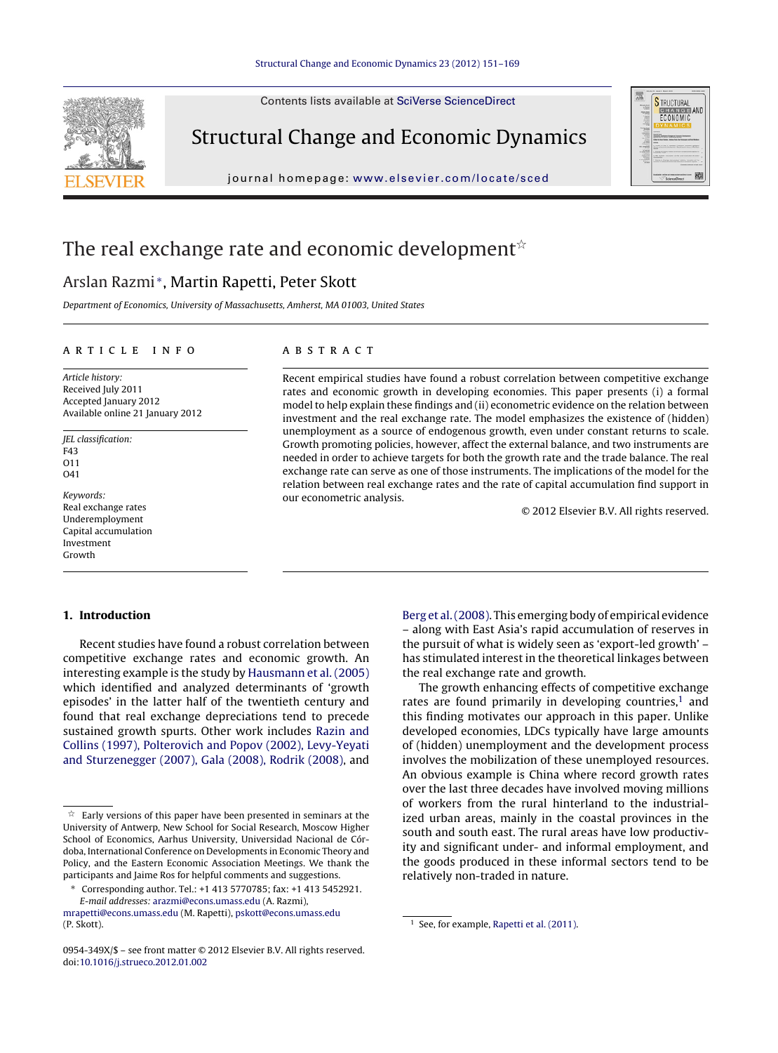# The real exchange rate and economic development ☆

Arslan Razmi *, Martin Rapetti, Peter Skott

*Department of Economics, University of Massachusetts, Amherst, MA 01003, United States*

## ARTICLE INFO

*Article history:*
Received July 2011
Accepted January 2012
Available online 21 January 2012

*JEL classification:*
F43
O11
O41

*Keywords:*
Real exchange rates
Underemployment
Capital accumulation
Investment
Growth

## ABSTRACT

Recent empirical studies have found a robust correlation between competitive exchange rates and economic growth in developing economies. This paper presents (i) a formal model to help explain these findings and (ii) econometric evidence on the relation between investment and the real exchange rate. The model emphasizes the existence of (hidden) unemployment as a source of endogenous growth, even under constant returns to scale. Growth promoting policies, however, affect the external balance, and two instruments are needed in order to achieve targets for both the growth rate and the trade balance. The real exchange rate can serve as one of those instruments. The implications of the model for the relation between real exchange rates and the rate of capital accumulation find support in our econometric analysis.

© 2012 Elsevier B.V. All rights reserved.

## 1. Introduction

Recent studies have found a robust correlation between competitive exchange rates and economic growth. An interesting example is the study by Hausmann et al. (2005) which identified and analyzed determinants of 'growth episodes' in the latter half of the twentieth century and found that real exchange depreciations tend to precede sustained growth spurts. Other work includes Razin and Collins (1997), Polterovich and Popov (2002), Levy-Yeyati and Sturzenegger (2007), Gala (2008), Rodrik (2008), and Berg et al. (2008). This emerging body of empirical evidence – along with East Asia's rapid accumulation of reserves in the pursuit of what is widely seen as 'export-led growth' – has stimulated interest in the theoretical linkages between the real exchange rate and growth.

The growth enhancing effects of competitive exchange rates are found primarily in developing countries,[1] and this finding motivates our approach in this paper. Unlike developed economies, LDCs typically have large amounts of (hidden) unemployment and the development process involves the mobilization of these unemployed resources. An obvious example is China where record growth rates over the last three decades have involved moving millions of workers from the rural hinterland to the industrialized urban areas, mainly in the coastal provinces in the south and south east. The rural areas have low productivity and significant under- and informal employment, and the goods produced in these informal sectors tend to be relatively non-traded in nature.

☆ Early versions of this paper have been presented in seminars at the University of Antwerp, New School for Social Research, Moscow Higher School of Economics, Aarhus University, Universidad Nacional de Córdoba, International Conference on Developments in Economic Theory and Policy, and the Eastern Economic Association Meetings. We thank the participants and Jaime Ros for helpful comments and suggestions.

\* Corresponding author. Tel.: +1 413 5770785; fax: +1 413 5452921.
*E-mail addresses:* arazmi@econs.umass.edu (A. Razmi), mrapetti@econs.umass.edu (M. Rapetti), pskott@econs.umass.edu (P. Skott).

[1] See, for example, Rapetti et al. (2011).

0954-349X/$ – see front matter © 2012 Elsevier B.V. All rights reserved.
doi:10.1016/j.strueco.2012.01.002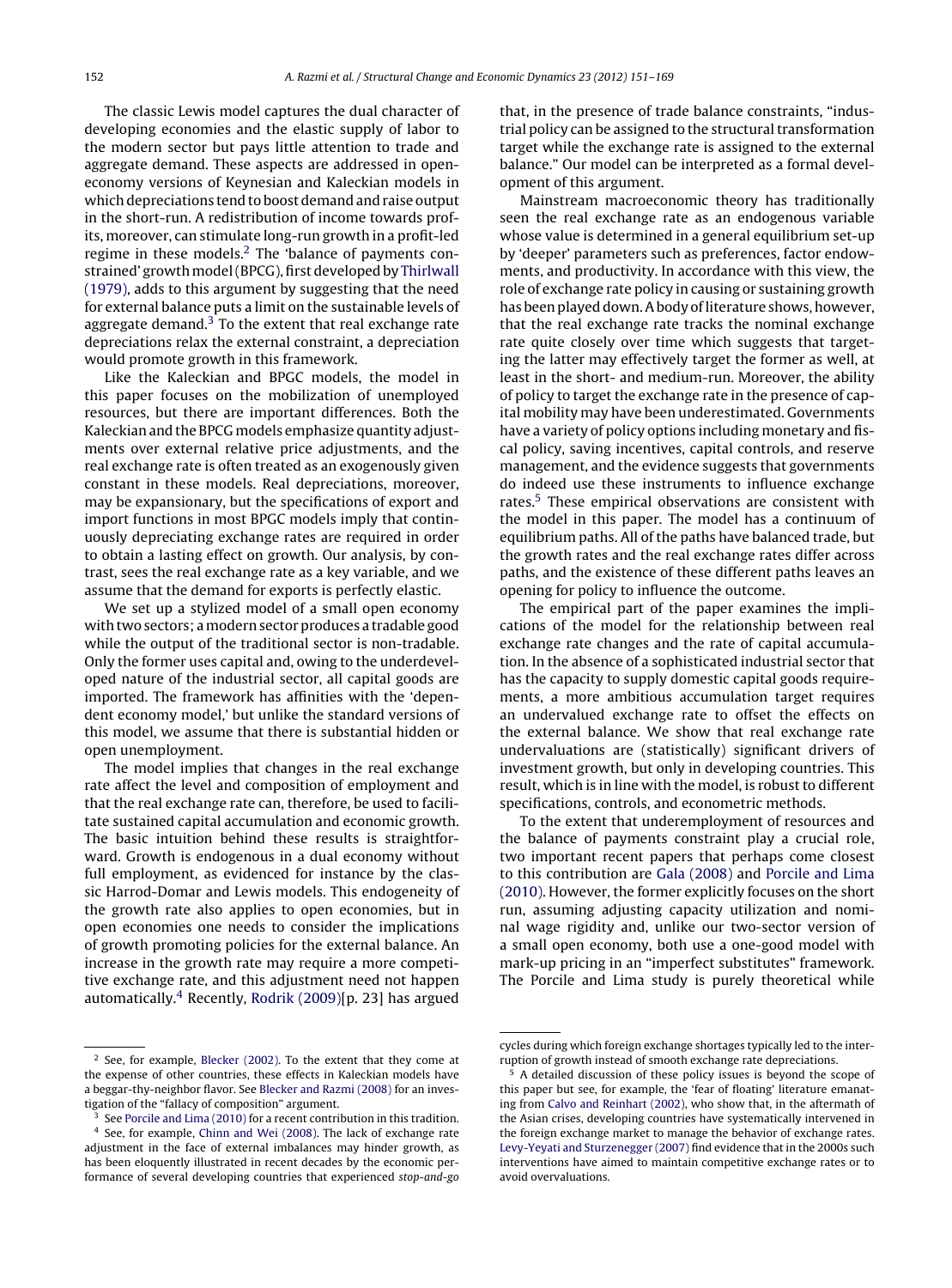The classic Lewis model captures the dual character of developing economies and the elastic supply of labor to the modern sector but pays little attention to trade and aggregate demand. These aspects are addressed in open-economy versions of Keynesian and Kaleckian models in which depreciations tend to boost demand and raise output in the short-run. A redistribution of income towards profits, moreover, can stimulate long-run growth in a profit-led regime in these models.[2] The 'balance of payments constrained' growth model (BPCG), first developed by Thirlwall (1979), adds to this argument by suggesting that the need for external balance puts a limit on the sustainable levels of aggregate demand.[3] To the extent that real exchange rate depreciations relax the external constraint, a depreciation would promote growth in this framework.

Like the Kaleckian and BPGC models, the model in this paper focuses on the mobilization of unemployed resources, but there are important differences. Both the Kaleckian and the BPCG models emphasize quantity adjustments over external relative price adjustments, and the real exchange rate is often treated as an exogenously given constant in these models. Real depreciations, moreover, may be expansionary, but the specifications of export and import functions in most BPGC models imply that continuously depreciating exchange rates are required in order to obtain a lasting effect on growth. Our analysis, by contrast, sees the real exchange rate as a key variable, and we assume that the demand for exports is perfectly elastic.

We set up a stylized model of a small open economy with two sectors; a modern sector produces a tradable good while the output of the traditional sector is non-tradable. Only the former uses capital and, owing to the underdeveloped nature of the industrial sector, all capital goods are imported. The framework has affinities with the 'dependent economy model,' but unlike the standard versions of this model, we assume that there is substantial hidden or open unemployment.

The model implies that changes in the real exchange rate affect the level and composition of employment and that the real exchange rate can, therefore, be used to facilitate sustained capital accumulation and economic growth. The basic intuition behind these results is straightforward. Growth is endogenous in a dual economy without full employment, as evidenced for instance by the classic Harrod-Domar and Lewis models. This endogeneity of the growth rate also applies to open economies, but in open economies one needs to consider the implications of growth promoting policies for the external balance. An increase in the growth rate may require a more competitive exchange rate, and this adjustment need not happen automatically.[4] Recently, Rodrik (2009)[p. 23] has argued that, in the presence of trade balance constraints, "industrial policy can be assigned to the structural transformation target while the exchange rate is assigned to the external balance." Our model can be interpreted as a formal development of this argument.

Mainstream macroeconomic theory has traditionally seen the real exchange rate as an endogenous variable whose value is determined in a general equilibrium set-up by 'deeper' parameters such as preferences, factor endowments, and productivity. In accordance with this view, the role of exchange rate policy in causing or sustaining growth has been played down. A body of literature shows, however, that the real exchange rate tracks the nominal exchange rate quite closely over time which suggests that targeting the latter may effectively target the former as well, at least in the short- and medium-run. Moreover, the ability of policy to target the exchange rate in the presence of capital mobility may have been underestimated. Governments have a variety of policy options including monetary and fiscal policy, saving incentives, capital controls, and reserve management, and the evidence suggests that governments do indeed use these instruments to influence exchange rates.[5] These empirical observations are consistent with the model in this paper. The model has a continuum of equilibrium paths. All of the paths have balanced trade, but the growth rates and the real exchange rates differ across paths, and the existence of these different paths leaves an opening for policy to influence the outcome.

The empirical part of the paper examines the implications of the model for the relationship between real exchange rate changes and the rate of capital accumulation. In the absence of a sophisticated industrial sector that has the capacity to supply domestic capital goods requirements, a more ambitious accumulation target requires an undervalued exchange rate to offset the effects on the external balance. We show that real exchange rate undervaluations are (statistically) significant drivers of investment growth, but only in developing countries. This result, which is in line with the model, is robust to different specifications, controls, and econometric methods.

To the extent that underemployment of resources and the balance of payments constraint play a crucial role, two important recent papers that perhaps come closest to this contribution are Gala (2008) and Porcile and Lima (2010). However, the former explicitly focuses on the short run, assuming adjusting capacity utilization and nominal wage rigidity and, unlike our two-sector version of a small open economy, both use a one-good model with mark-up pricing in an "imperfect substitutes" framework. The Porcile and Lima study is purely theoretical while

---

[2] See, for example, Blecker (2002). To the extent that they come at the expense of other countries, these effects in Kaleckian models have a beggar-thy-neighbor flavor. See Blecker and Razmi (2008) for an investigation of the "fallacy of composition" argument.

[3] See Porcile and Lima (2010) for a recent contribution in this tradition.

[4] See, for example, Chinn and Wei (2008). The lack of exchange rate adjustment in the face of external imbalances may hinder growth, as has been eloquently illustrated in recent decades by the economic performance of several developing countries that experienced *stop-and-go* cycles during which foreign exchange shortages typically led to the interruption of growth instead of smooth exchange rate depreciations.

[5] A detailed discussion of these policy issues is beyond the scope of this paper but see, for example, the 'fear of floating' literature emanating from Calvo and Reinhart (2002), who show that, in the aftermath of the Asian crises, developing countries have systematically intervened in the foreign exchange market to manage the behavior of exchange rates. Levy-Yeyati and Sturzenegger (2007) find evidence that in the 2000s such interventions have aimed to maintain competitive exchange rates or to avoid overvaluations.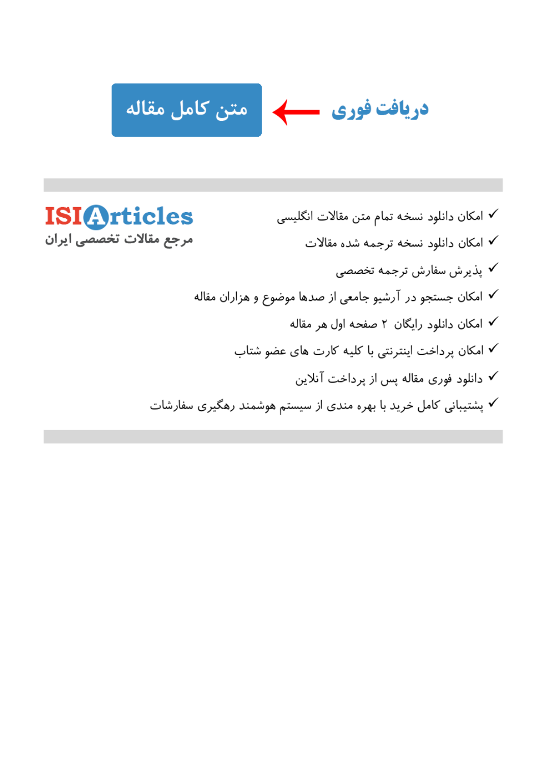دریافت فوری ← متن کامل مقاله

**ISIArticles**
مرجع مقالات تخصصی ایران

- ✓ امکان دانلود نسخه تمام متن مقالات انگلیسی
- ✓ امکان دانلود نسخه ترجمه شده مقالات
- ✓ پذیرش سفارش ترجمه تخصصی
- ✓ امکان جستجو در آرشیو جامعی از صدها موضوع و هزاران مقاله
- ✓ امکان دانلود رایگان ۲ صفحه اول هر مقاله
- ✓ امکان پرداخت اینترنتی با کلیه کارت های عضو شتاب
- ✓ دانلود فوری مقاله پس از پرداخت آنلاین
- ✓ پشتیبانی کامل خرید با بهره مندی از سیستم هوشمند رهگیری سفارشات